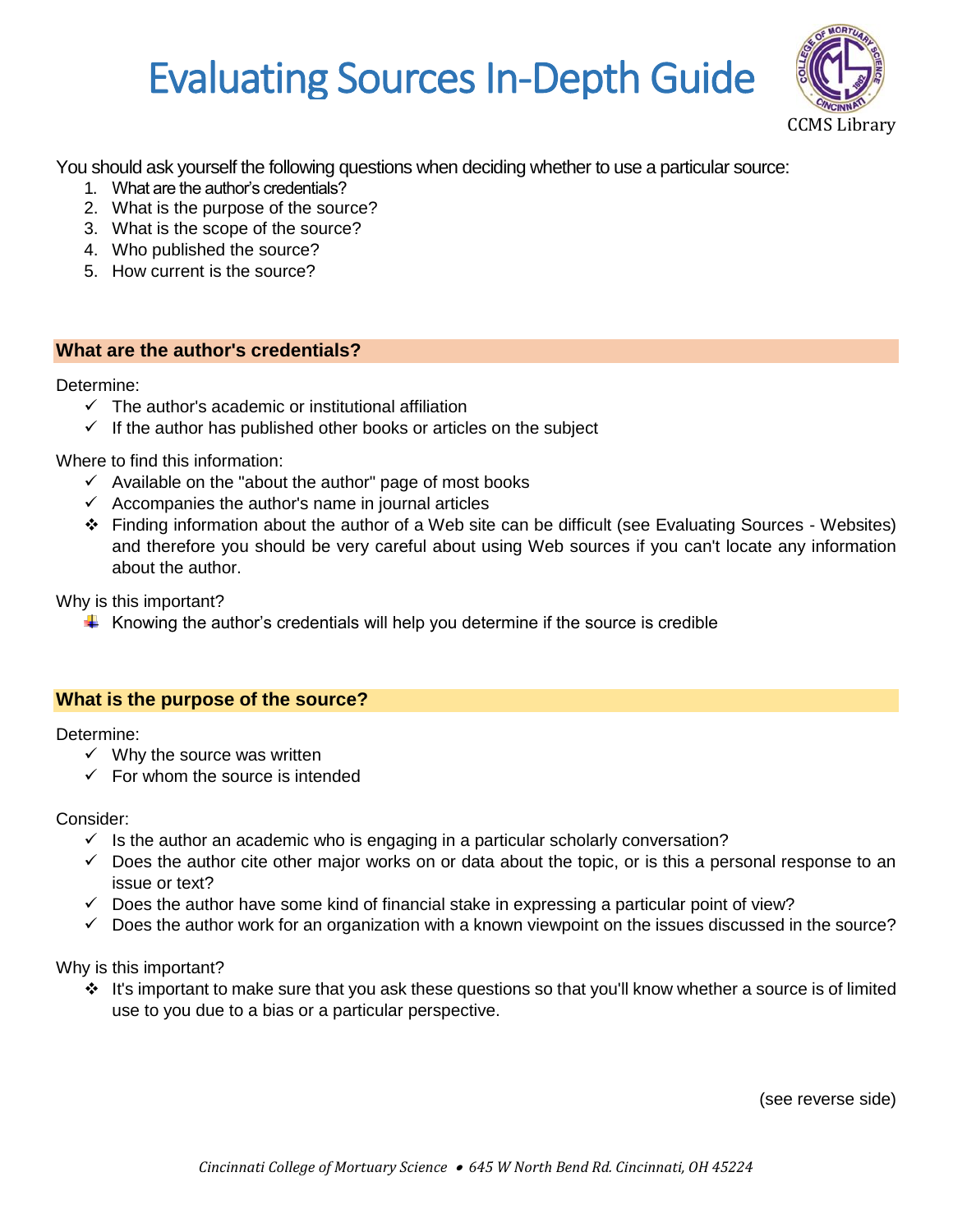# Evaluating Sources In-Depth Guide

CCMS Library

You should ask yourself the following questions when deciding whether to use a particular source:

1. What are the author's credentials?
2. What is the purpose of the source?
3. What is the scope of the source?
4. Who published the source?
5. How current is the source?

## What are the author's credentials?

Determine:

- ✓ The author's academic or institutional affiliation
- ✓ If the author has published other books or articles on the subject

Where to find this information:

- ✓ Available on the "about the author" page of most books
- ✓ Accompanies the author's name in journal articles
- ❖ Finding information about the author of a Web site can be difficult (see Evaluating Sources - Websites) and therefore you should be very careful about using Web sources if you can't locate any information about the author.

Why is this important?

- Knowing the author's credentials will help you determine if the source is credible

## What is the purpose of the source?

Determine:

- ✓ Why the source was written
- ✓ For whom the source is intended

Consider:

- ✓ Is the author an academic who is engaging in a particular scholarly conversation?
- ✓ Does the author cite other major works on or data about the topic, or is this a personal response to an issue or text?
- ✓ Does the author have some kind of financial stake in expressing a particular point of view?
- ✓ Does the author work for an organization with a known viewpoint on the issues discussed in the source?

Why is this important?

- ❖ It's important to make sure that you ask these questions so that you'll know whether a source is of limited use to you due to a bias or a particular perspective.

(see reverse side)

*Cincinnati College of Mortuary Science • 645 W North Bend Rd. Cincinnati, OH 45224*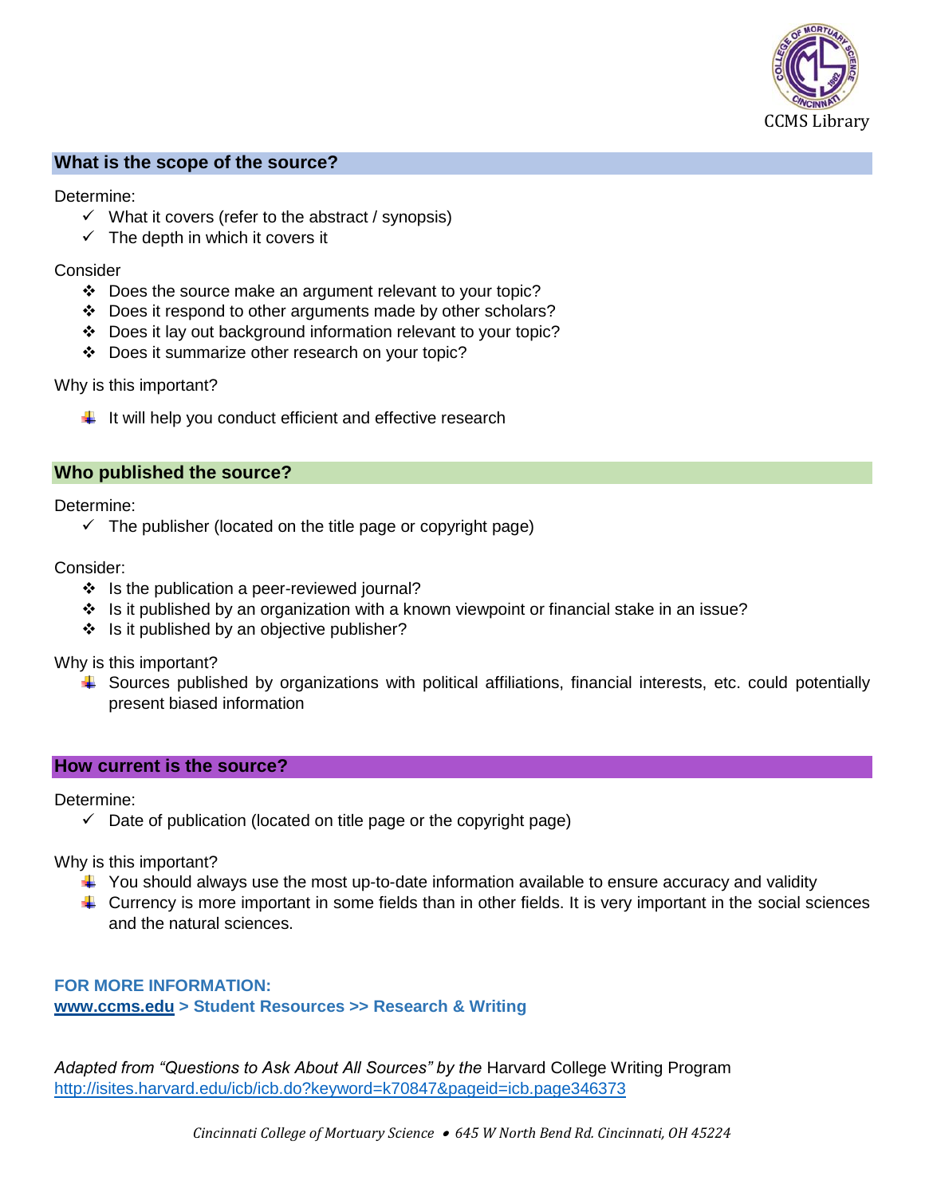CCMS Library

## What is the scope of the source?

Determine:

- ✓ What it covers (refer to the abstract / synopsis)
- ✓ The depth in which it covers it

Consider

- ❖ Does the source make an argument relevant to your topic?
- ❖ Does it respond to other arguments made by other scholars?
- ❖ Does it lay out background information relevant to your topic?
- ❖ Does it summarize other research on your topic?

Why is this important?

- It will help you conduct efficient and effective research

## Who published the source?

Determine:

- ✓ The publisher (located on the title page or copyright page)

Consider:

- ❖ Is the publication a peer-reviewed journal?
- ❖ Is it published by an organization with a known viewpoint or financial stake in an issue?
- ❖ Is it published by an objective publisher?

Why is this important?

- Sources published by organizations with political affiliations, financial interests, etc. could potentially present biased information

## How current is the source?

Determine:

- ✓ Date of publication (located on title page or the copyright page)

Why is this important?

- You should always use the most up-to-date information available to ensure accuracy and validity
- Currency is more important in some fields than in other fields. It is very important in the social sciences and the natural sciences.

**FOR MORE INFORMATION:**
**www.ccms.edu > Student Resources >> Research & Writing**

*Adapted from "Questions to Ask About All Sources" by the* Harvard College Writing Program
http://isites.harvard.edu/icb/icb.do?keyword=k70847&pageid=icb.page346373

*Cincinnati College of Mortuary Science • 645 W North Bend Rd. Cincinnati, OH 45224*